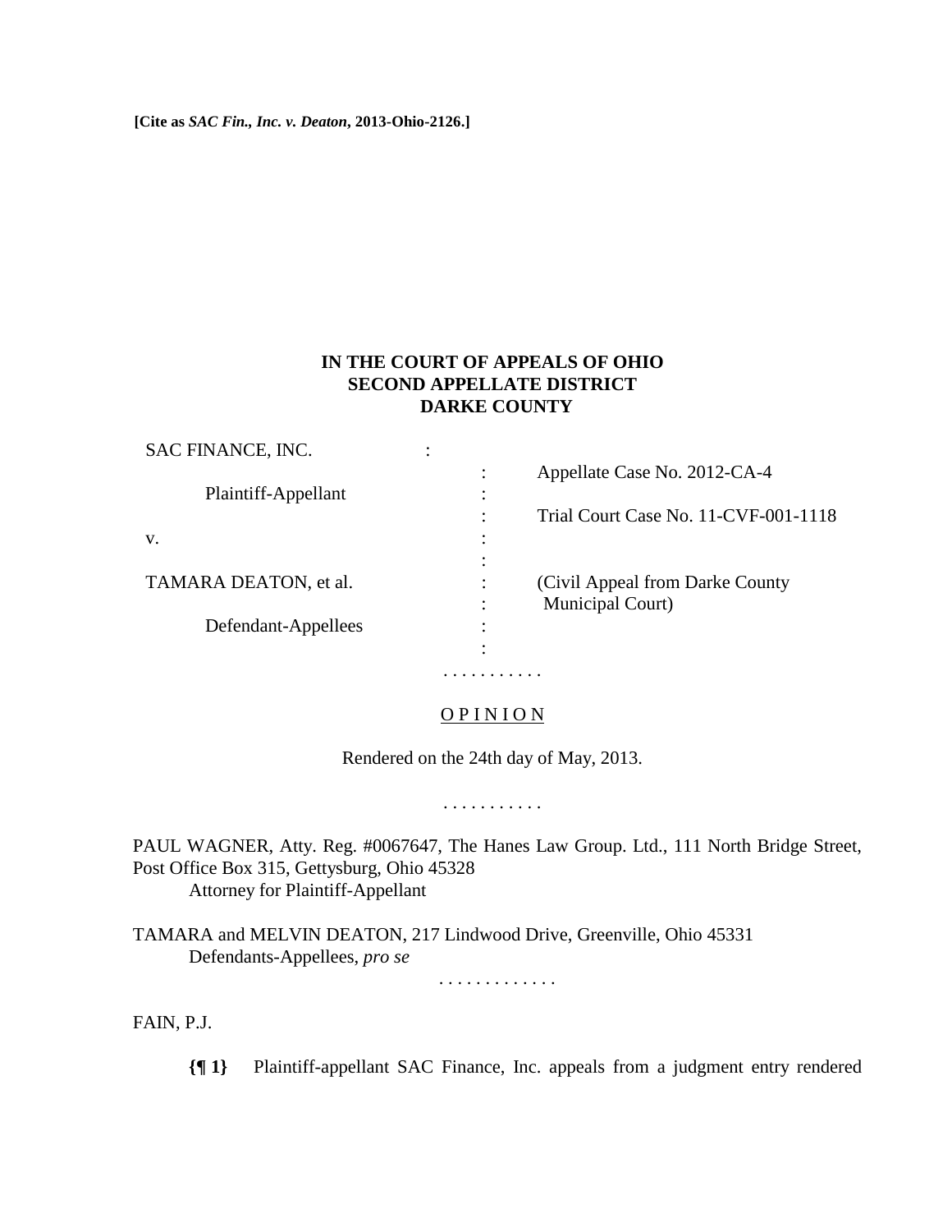**[Cite as *SAC Fin., Inc. v. Deaton*, 2013-Ohio-2126.]**

**IN THE COURT OF APPEALS OF OHIO**
**SECOND APPELLATE DISTRICT**
**DARKE COUNTY**

| | | |
|---|---|---|
| SAC FINANCE, INC. | : | |
| | : | Appellate Case No. 2012-CA-4 |
| Plaintiff-Appellant | : | |
| | : | Trial Court Case No. 11-CVF-001-1118 |
| v. | : | |
| | : | |
| TAMARA DEATON, et al. | : | (Civil Appeal from Darke County |
| | : | Municipal Court) |
| Defendant-Appellees | : | |
| | : | |

. . . . . . . . . . .

O P I N I O N

Rendered on the 24th day of May, 2013.

. . . . . . . . . . .

PAUL WAGNER, Atty. Reg. #0067647, The Hanes Law Group. Ltd., 111 North Bridge Street, Post Office Box 315, Gettysburg, Ohio 45328
Attorney for Plaintiff-Appellant

TAMARA and MELVIN DEATON, 217 Lindwood Drive, Greenville, Ohio 45331
Defendants-Appellees, *pro se*

. . . . . . . . . . . . .

FAIN, P.J.

**{¶ 1}** Plaintiff-appellant SAC Finance, Inc. appeals from a judgment entry rendered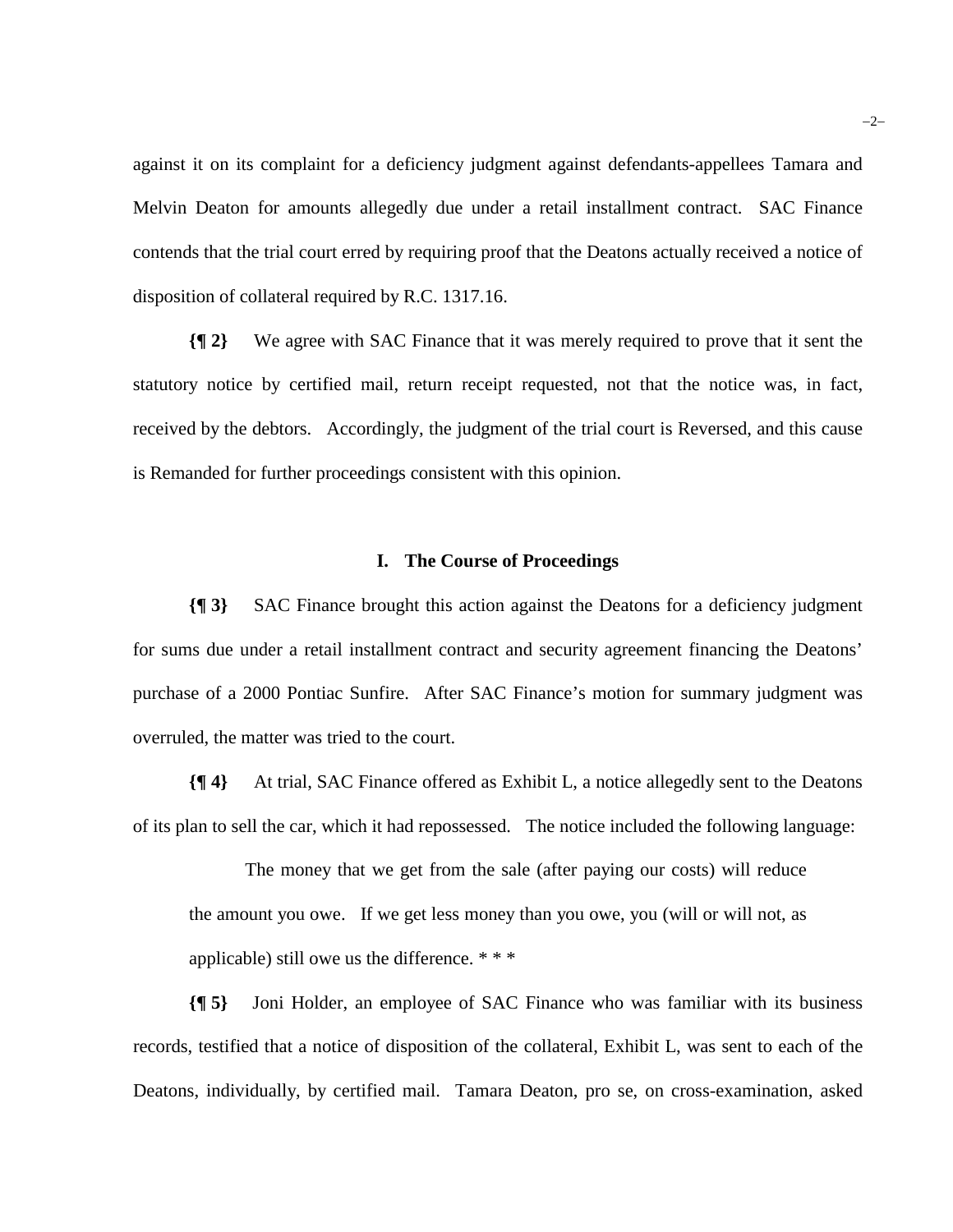against it on its complaint for a deficiency judgment against defendants-appellees Tamara and Melvin Deaton for amounts allegedly due under a retail installment contract. SAC Finance contends that the trial court erred by requiring proof that the Deatons actually received a notice of disposition of collateral required by R.C. 1317.16.

**{¶ 2}** We agree with SAC Finance that it was merely required to prove that it sent the statutory notice by certified mail, return receipt requested, not that the notice was, in fact, received by the debtors. Accordingly, the judgment of the trial court is Reversed, and this cause is Remanded for further proceedings consistent with this opinion.

## I. The Course of Proceedings

**{¶ 3}** SAC Finance brought this action against the Deatons for a deficiency judgment for sums due under a retail installment contract and security agreement financing the Deatons' purchase of a 2000 Pontiac Sunfire. After SAC Finance's motion for summary judgment was overruled, the matter was tried to the court.

**{¶ 4}** At trial, SAC Finance offered as Exhibit L, a notice allegedly sent to the Deatons of its plan to sell the car, which it had repossessed. The notice included the following language:

> The money that we get from the sale (after paying our costs) will reduce the amount you owe. If we get less money than you owe, you (will or will not, as applicable) still owe us the difference. * * *

**{¶ 5}** Joni Holder, an employee of SAC Finance who was familiar with its business records, testified that a notice of disposition of the collateral, Exhibit L, was sent to each of the Deatons, individually, by certified mail. Tamara Deaton, pro se, on cross-examination, asked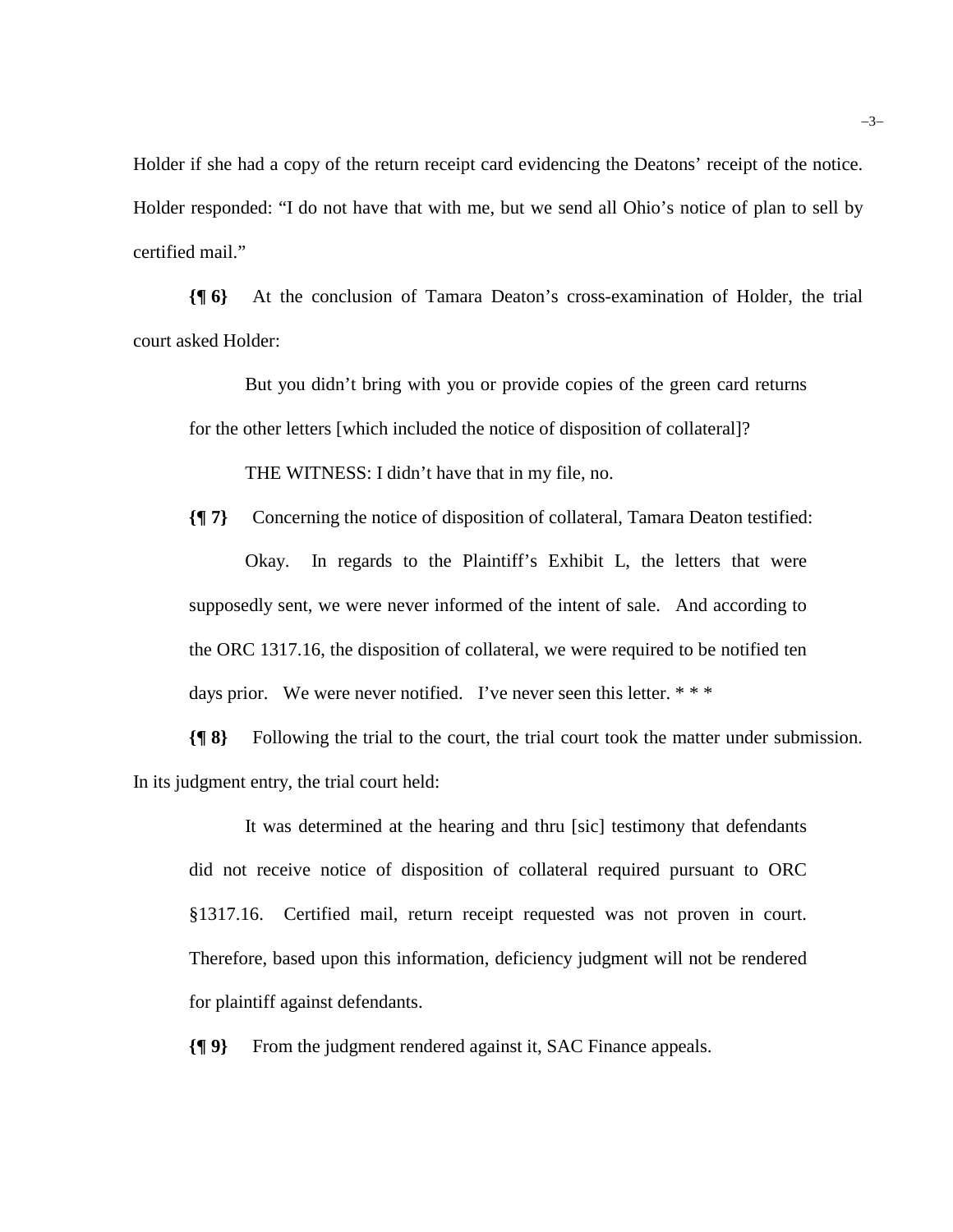Holder if she had a copy of the return receipt card evidencing the Deatons' receipt of the notice. Holder responded: "I do not have that with me, but we send all Ohio's notice of plan to sell by certified mail."

**{¶ 6}** At the conclusion of Tamara Deaton's cross-examination of Holder, the trial court asked Holder:

> But you didn't bring with you or provide copies of the green card returns for the other letters [which included the notice of disposition of collateral]?
>
> THE WITNESS: I didn't have that in my file, no.

**{¶ 7}** Concerning the notice of disposition of collateral, Tamara Deaton testified:

> Okay. In regards to the Plaintiff's Exhibit L, the letters that were supposedly sent, we were never informed of the intent of sale. And according to the ORC 1317.16, the disposition of collateral, we were required to be notified ten days prior. We were never notified. I've never seen this letter. * * *

**{¶ 8}** Following the trial to the court, the trial court took the matter under submission. In its judgment entry, the trial court held:

> It was determined at the hearing and thru [sic] testimony that defendants did not receive notice of disposition of collateral required pursuant to ORC §1317.16. Certified mail, return receipt requested was not proven in court. Therefore, based upon this information, deficiency judgment will not be rendered for plaintiff against defendants.

**{¶ 9}** From the judgment rendered against it, SAC Finance appeals.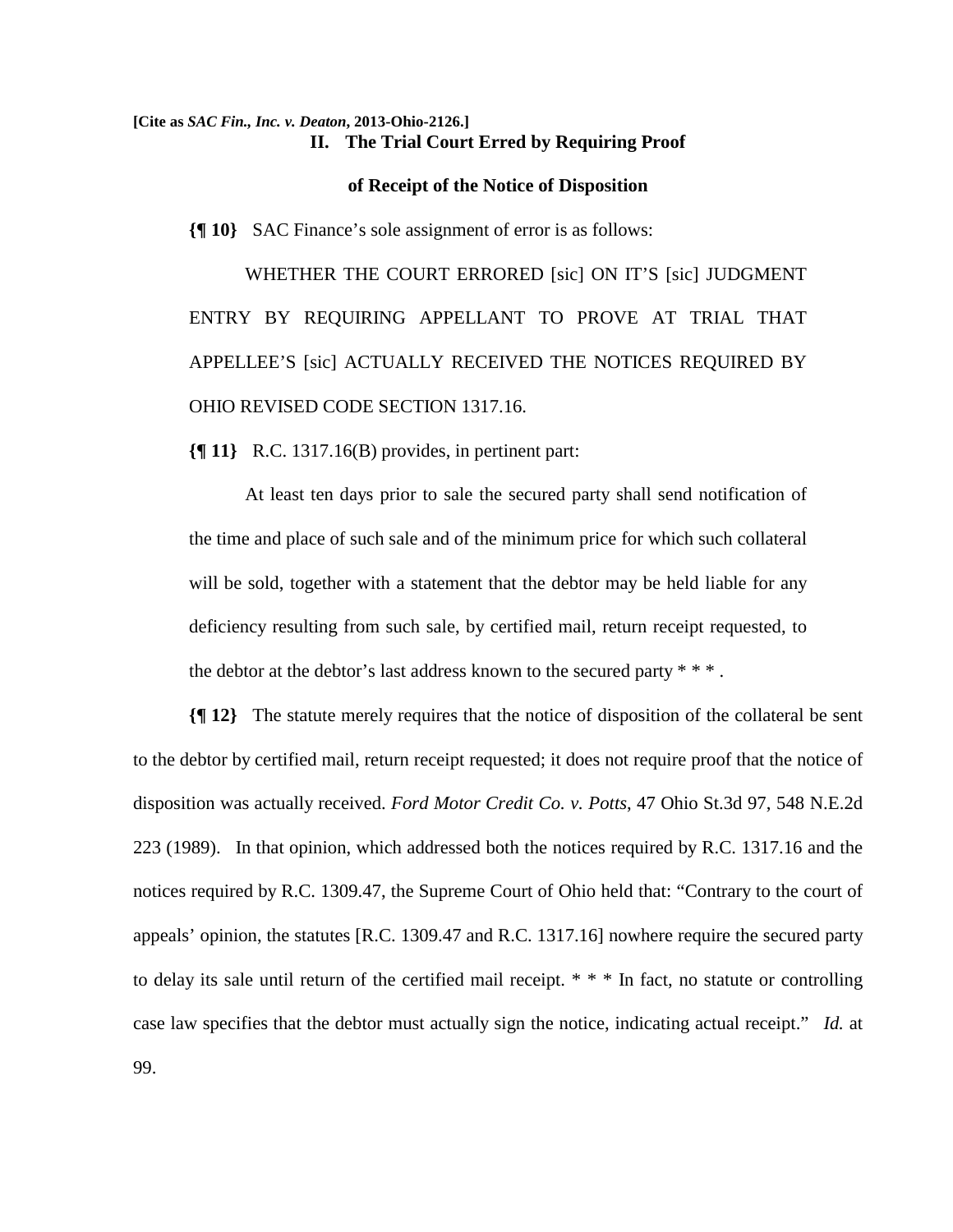## II. The Trial Court Erred by Requiring Proof of Receipt of the Notice of Disposition

**{¶ 10}** SAC Finance's sole assignment of error is as follows:

> WHETHER THE COURT ERRORED [sic] ON IT'S [sic] JUDGMENT ENTRY BY REQUIRING APPELLANT TO PROVE AT TRIAL THAT APPELLEE'S [sic] ACTUALLY RECEIVED THE NOTICES REQUIRED BY OHIO REVISED CODE SECTION 1317.16.

**{¶ 11}** R.C. 1317.16(B) provides, in pertinent part:

> At least ten days prior to sale the secured party shall send notification of the time and place of such sale and of the minimum price for which such collateral will be sold, together with a statement that the debtor may be held liable for any deficiency resulting from such sale, by certified mail, return receipt requested, to the debtor at the debtor's last address known to the secured party * * * .

**{¶ 12}** The statute merely requires that the notice of disposition of the collateral be sent to the debtor by certified mail, return receipt requested; it does not require proof that the notice of disposition was actually received. *Ford Motor Credit Co. v. Potts*, 47 Ohio St.3d 97, 548 N.E.2d 223 (1989). In that opinion, which addressed both the notices required by R.C. 1317.16 and the notices required by R.C. 1309.47, the Supreme Court of Ohio held that: "Contrary to the court of appeals' opinion, the statutes [R.C. 1309.47 and R.C. 1317.16] nowhere require the secured party to delay its sale until return of the certified mail receipt. * * * In fact, no statute or controlling case law specifies that the debtor must actually sign the notice, indicating actual receipt." *Id.* at 99.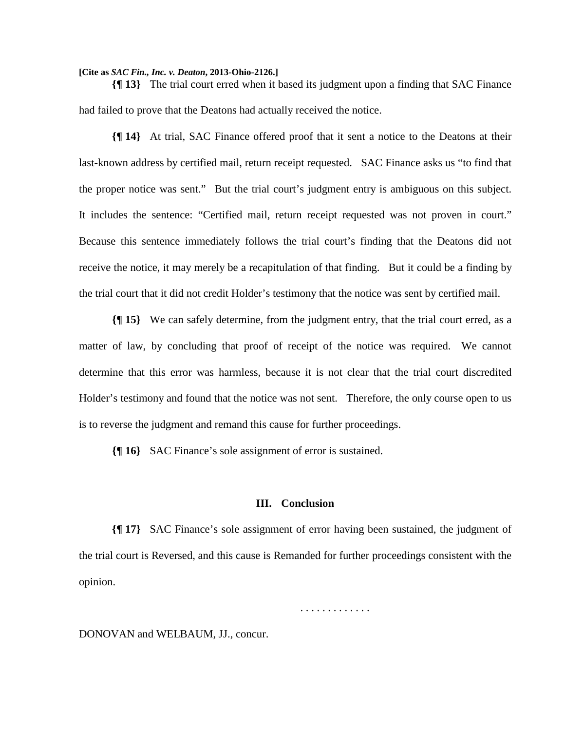**{¶ 13}** The trial court erred when it based its judgment upon a finding that SAC Finance had failed to prove that the Deatons had actually received the notice.

**{¶ 14}** At trial, SAC Finance offered proof that it sent a notice to the Deatons at their last-known address by certified mail, return receipt requested. SAC Finance asks us "to find that the proper notice was sent." But the trial court's judgment entry is ambiguous on this subject. It includes the sentence: "Certified mail, return receipt requested was not proven in court." Because this sentence immediately follows the trial court's finding that the Deatons did not receive the notice, it may merely be a recapitulation of that finding. But it could be a finding by the trial court that it did not credit Holder's testimony that the notice was sent by certified mail.

**{¶ 15}** We can safely determine, from the judgment entry, that the trial court erred, as a matter of law, by concluding that proof of receipt of the notice was required. We cannot determine that this error was harmless, because it is not clear that the trial court discredited Holder's testimony and found that the notice was not sent. Therefore, the only course open to us is to reverse the judgment and remand this cause for further proceedings.

**{¶ 16}** SAC Finance's sole assignment of error is sustained.

## III. Conclusion

**{¶ 17}** SAC Finance's sole assignment of error having been sustained, the judgment of the trial court is Reversed, and this cause is Remanded for further proceedings consistent with the opinion.

. . . . . . . . . . . . .

DONOVAN and WELBAUM, JJ., concur.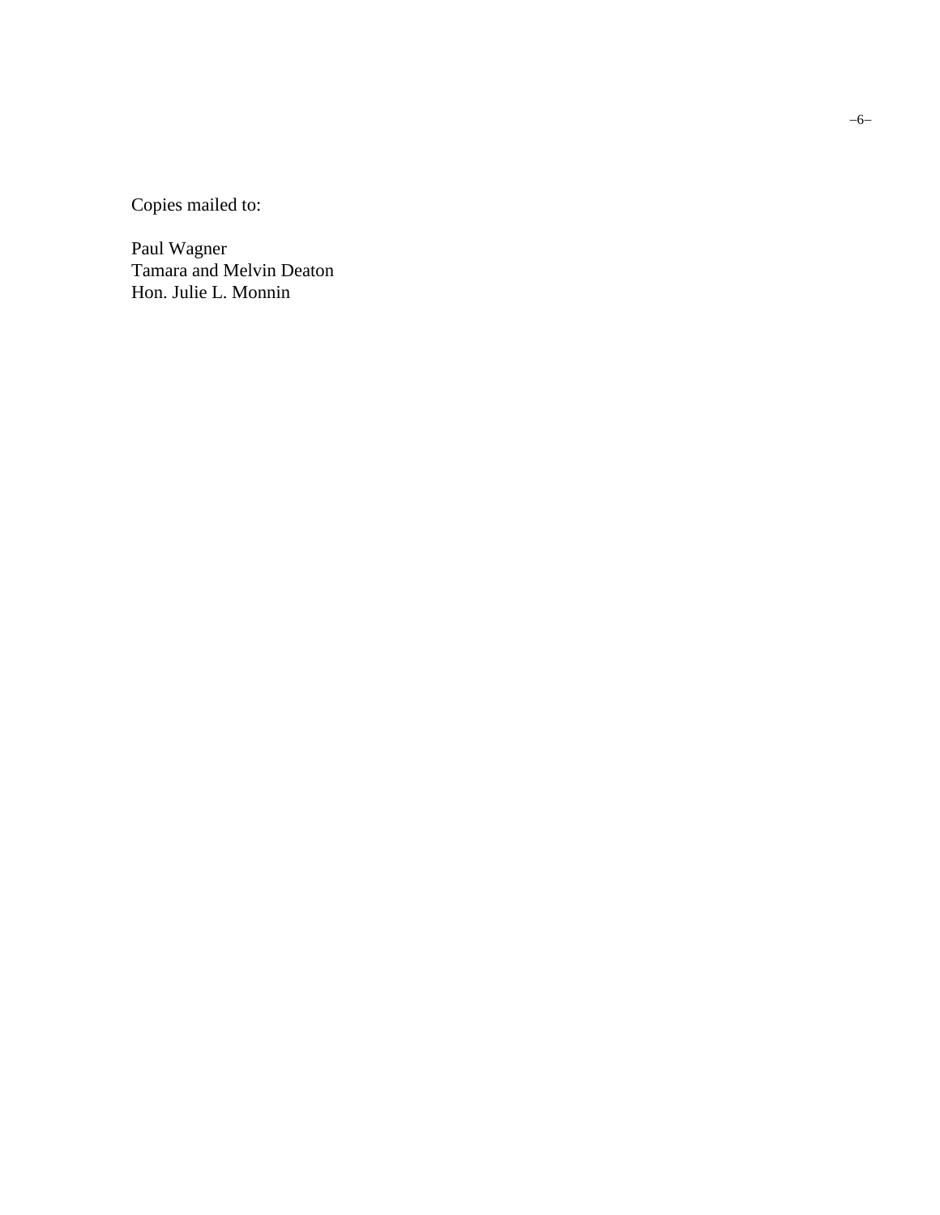Copies mailed to:

Paul Wagner
Tamara and Melvin Deaton
Hon. Julie L. Monnin